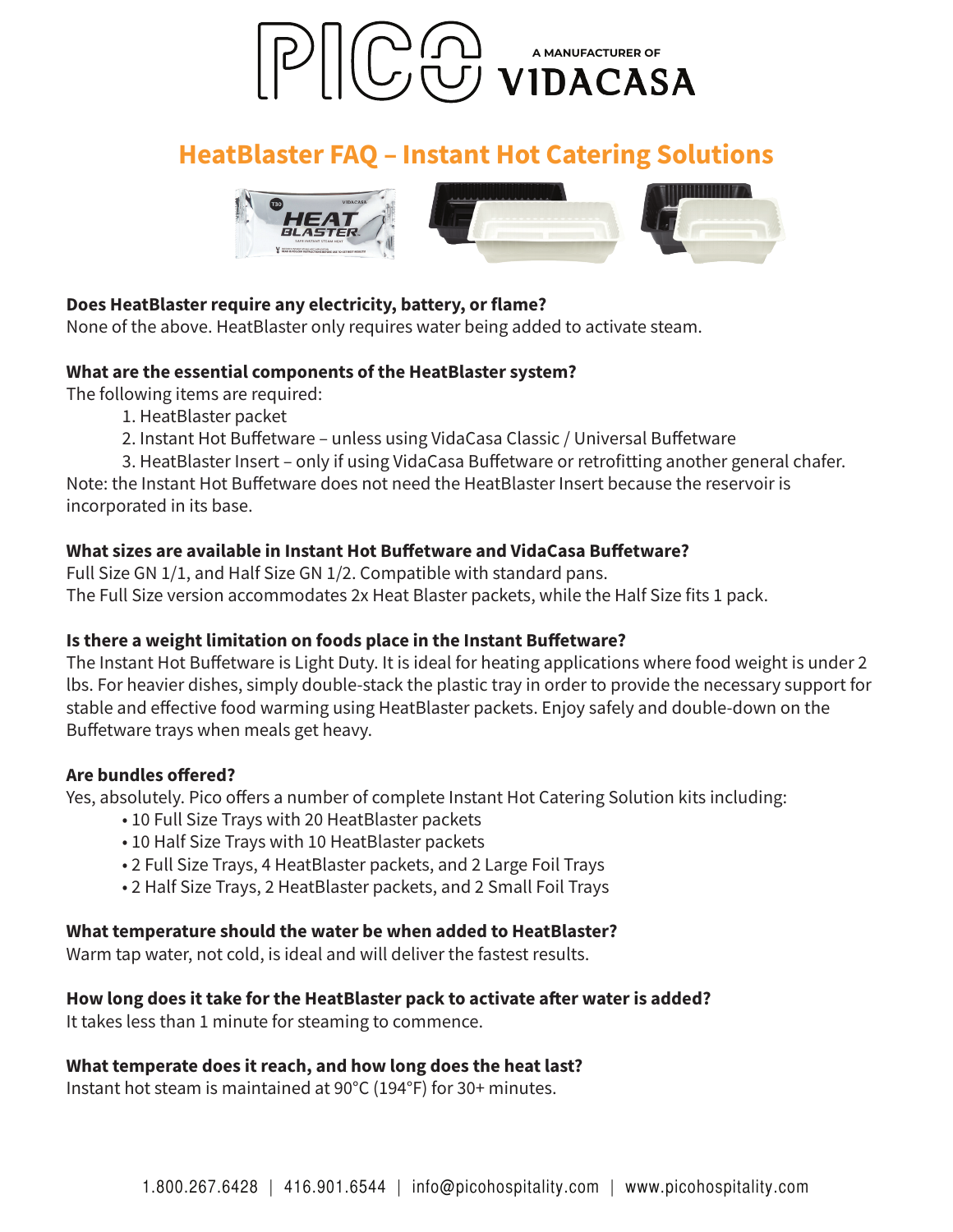PICO A MANUFACTURER OF VIDACASA

# HeatBlaster FAQ – Instant Hot Catering Solutions

**Does HeatBlaster require any electricity, battery, or flame?**
None of the above. HeatBlaster only requires water being added to activate steam.

**What are the essential components of the HeatBlaster system?**
The following items are required:

1. HeatBlaster packet
2. Instant Hot Buffeware – unless using VidaCasa Classic / Universal Buffeware
3. HeatBlaster Insert – only if using VidaCasa Buffeware or retrofitting another general chafer.

Note: the Instant Hot Buffeware does not need the HeatBlaster Insert because the reservoir is incorporated in its base.

**What sizes are available in Instant Hot Buffeware and VidaCasa Buffeware?**
Full Size GN 1/1, and Half Size GN 1/2. Compatible with standard pans.
The Full Size version accommodates 2x Heat Blaster packets, while the Half Size fits 1 pack.

**Is there a weight limitation on foods place in the Instant Buffeware?**
The Instant Hot Buffeware is Light Duty. It is ideal for heating applications where food weight is under 2 lbs. For heavier dishes, simply double-stack the plastic tray in order to provide the necessary support for stable and effective food warming using HeatBlaster packets. Enjoy safely and double-down on the Buffetware trays when meals get heavy.

**Are bundles offered?**
Yes, absolutely. Pico offers a number of complete Instant Hot Catering Solution kits including:

- 10 Full Size Trays with 20 HeatBlaster packets
- 10 Half Size Trays with 10 HeatBlaster packets
- 2 Full Size Trays, 4 HeatBlaster packets, and 2 Large Foil Trays
- 2 Half Size Trays, 2 HeatBlaster packets, and 2 Small Foil Trays

**What temperature should the water be when added to HeatBlaster?**
Warm tap water, not cold, is ideal and will deliver the fastest results.

**How long does it take for the HeatBlaster pack to activate after water is added?**
It takes less than 1 minute for steaming to commence.

**What temperate does it reach, and how long does the heat last?**
Instant hot steam is maintained at 90°C (194°F) for 30+ minutes.

1.800.267.6428 | 416.901.6544 | info@picohospitality.com | www.picohospitality.com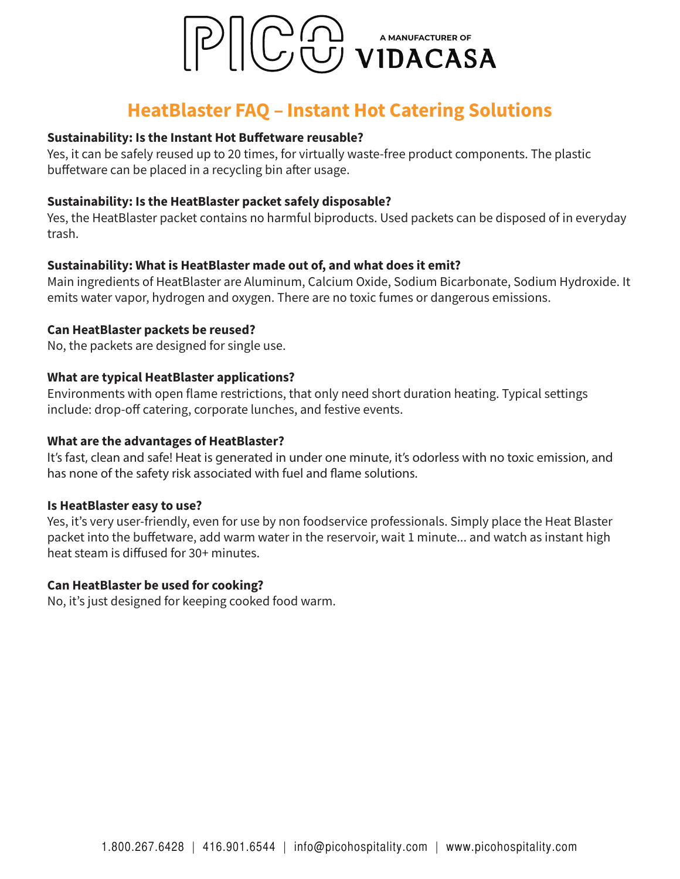# HeatBlaster FAQ – Instant Hot Catering Solutions

**Sustainability: Is the Instant Hot Buffetware reusable?**
Yes, it can be safely reused up to 20 times, for virtually waste-free product components. The plastic buffetware can be placed in a recycling bin after usage.

**Sustainability: Is the HeatBlaster packet safely disposable?**
Yes, the HeatBlaster packet contains no harmful biproducts. Used packets can be disposed of in everyday trash.

**Sustainability: What is HeatBlaster made out of, and what does it emit?**
Main ingredients of HeatBlaster are Aluminum, Calcium Oxide, Sodium Bicarbonate, Sodium Hydroxide. It emits water vapor, hydrogen and oxygen. There are no toxic fumes or dangerous emissions.

**Can HeatBlaster packets be reused?**
No, the packets are designed for single use.

**What are typical HeatBlaster applications?**
Environments with open flame restrictions, that only need short duration heating. Typical settings include: drop-off catering, corporate lunches, and festive events.

**What are the advantages of HeatBlaster?**
It's fast, clean and safe! Heat is generated in under one minute, it's odorless with no toxic emission, and has none of the safety risk associated with fuel and flame solutions.

**Is HeatBlaster easy to use?**
Yes, it's very user-friendly, even for use by non foodservice professionals. Simply place the Heat Blaster packet into the buffetware, add warm water in the reservoir, wait 1 minute... and watch as instant high heat steam is diffused for 30+ minutes.

**Can HeatBlaster be used for cooking?**
No, it's just designed for keeping cooked food warm.

1.800.267.6428 | 416.901.6544 | info@picohospitality.com | www.picohospitality.com